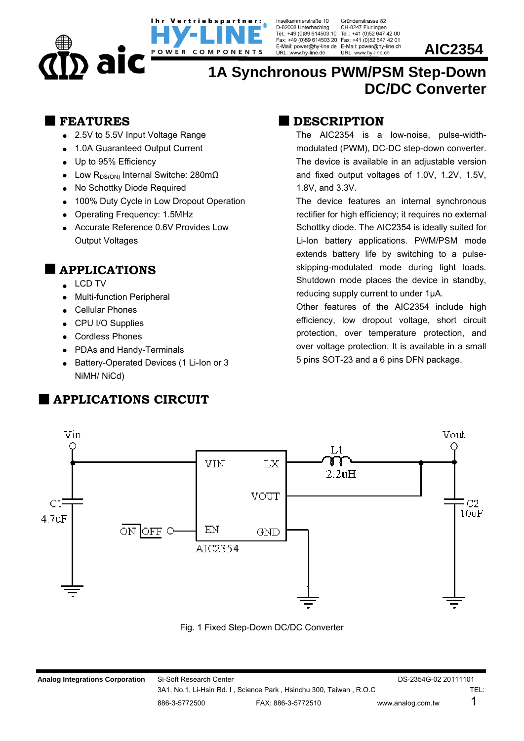# AIC2354

## 1A Synchronous PWM/PSM Step-Down DC/DC Converter

## FEATURES

- 2.5V to 5.5V Input Voltage Range
- 1.0A Guaranteed Output Current
- Up to 95% Efficiency
- Low $R_{DS(ON)}$ Internal Switche: 280mΩ
- No Schottky Diode Required
- 100% Duty Cycle in Low Dropout Operation
- Operating Frequency: 1.5MHz
- Accurate Reference 0.6V Provides Low Output Voltages

## APPLICATIONS

- LCD TV
- Multi-function Peripheral
- Cellular Phones
- CPU I/O Supplies
- Cordless Phones
- PDAs and Handy-Terminals
- Battery-Operated Devices (1 Li-Ion or 3 NiMH/ NiCd)

## DESCRIPTION

The AIC2354 is a low-noise, pulse-width-modulated (PWM), DC-DC step-down converter. The device is available in an adjustable version and fixed output voltages of 1.0V, 1.2V, 1.5V, 1.8V, and 3.3V.

The device features an internal synchronous rectifier for high efficiency; it requires no external Schottky diode. The AIC2354 is ideally suited for Li-Ion battery applications. PWM/PSM mode extends battery life by switching to a pulse-skipping-modulated mode during light loads. Shutdown mode places the device in standby, reducing supply current to under 1μA.

Other features of the AIC2354 include high efficiency, low dropout voltage, short circuit protection, over temperature protection, and over voltage protection. It is available in a small 5 pins SOT-23 and a 6 pins DFN package.

## APPLICATIONS CIRCUIT

Fig. 1 Fixed Step-Down DC/DC Converter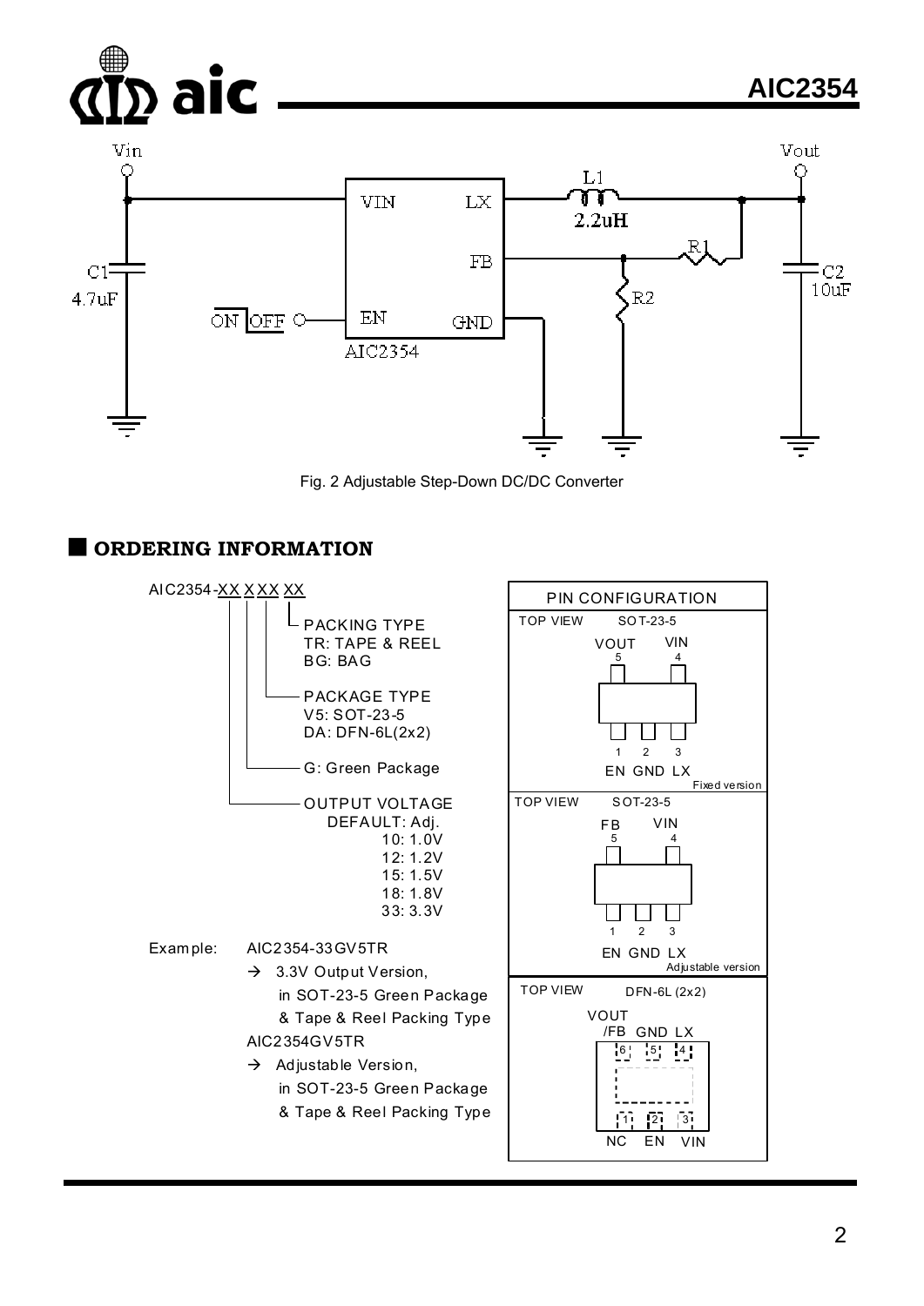Fig. 2 Adjustable Step-Down DC/DC Converter

## ORDERING INFORMATION

AIC2354-XX X XX XX

- PACKING TYPE
  - TR: TAPE & REEL
  - BG: BAG
- PACKAGE TYPE
  - V5: SOT-23-5
  - DA: DFN-6L(2x2)
- G: Green Package
- OUTPUT VOLTAGE
  - DEFAULT: Adj.
  - 10: 1.0V
  - 12: 1.2V
  - 15: 1.5V
  - 18: 1.8V
  - 33: 3.3V

Example: AIC2354-33GV5TR

→ 3.3V Output Version, in SOT-23-5 Green Package & Tape & Reel Packing Type

AIC2354GV5TR

→ Adjustable Version, in SOT-23-5 Green Package & Tape & Reel Packing Type

**PIN CONFIGURATION**

TOP VIEW SOT-23-5 (Fixed version)

| Pin | Name |
|---|---|
| 1 | EN |
| 2 | GND |
| 3 | LX |
| 4 | VIN |
| 5 | VOUT |

TOP VIEW SOT-23-5 (Adjustable version)

| Pin | Name |
|---|---|
| 1 | EN |
| 2 | GND |
| 3 | LX |
| 4 | VIN |
| 5 | FB |

TOP VIEW DFN-6L (2x2)

| Pin | Name |
|---|---|
| 1 | NC |
| 2 | EN |
| 3 | VIN |
| 4 | LX |
| 5 | GND |
| 6 | VOUT/FB |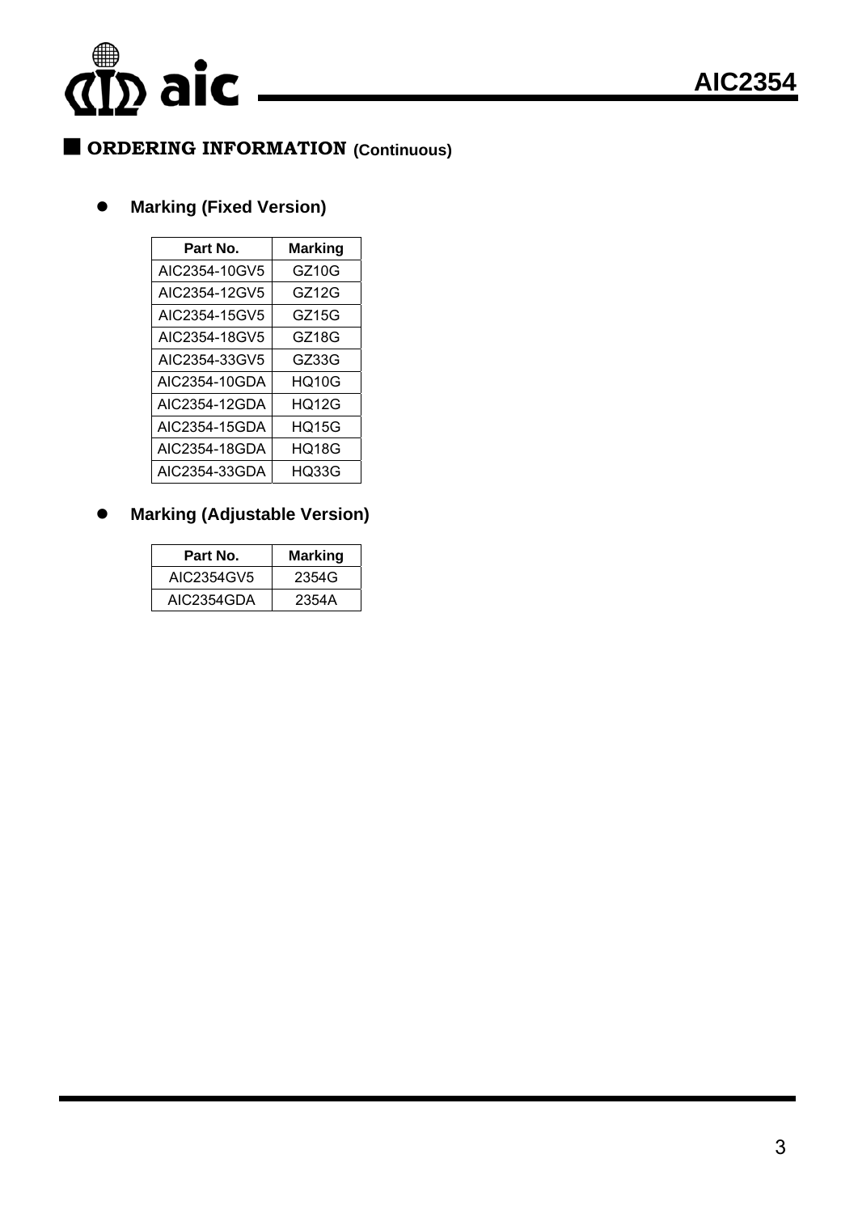## ■ ORDERING INFORMATION (Continuous)

- **Marking (Fixed Version)**

| Part No. | Marking |
| --- | --- |
| AIC2354-10GV5 | GZ10G |
| AIC2354-12GV5 | GZ12G |
| AIC2354-15GV5 | GZ15G |
| AIC2354-18GV5 | GZ18G |
| AIC2354-33GV5 | GZ33G |
| AIC2354-10GDA | HQ10G |
| AIC2354-12GDA | HQ12G |
| AIC2354-15GDA | HQ15G |
| AIC2354-18GDA | HQ18G |
| AIC2354-33GDA | HQ33G |

- **Marking (Adjustable Version)**

| Part No. | Marking |
| --- | --- |
| AIC2354GV5 | 2354G |
| AIC2354GDA | 2354A |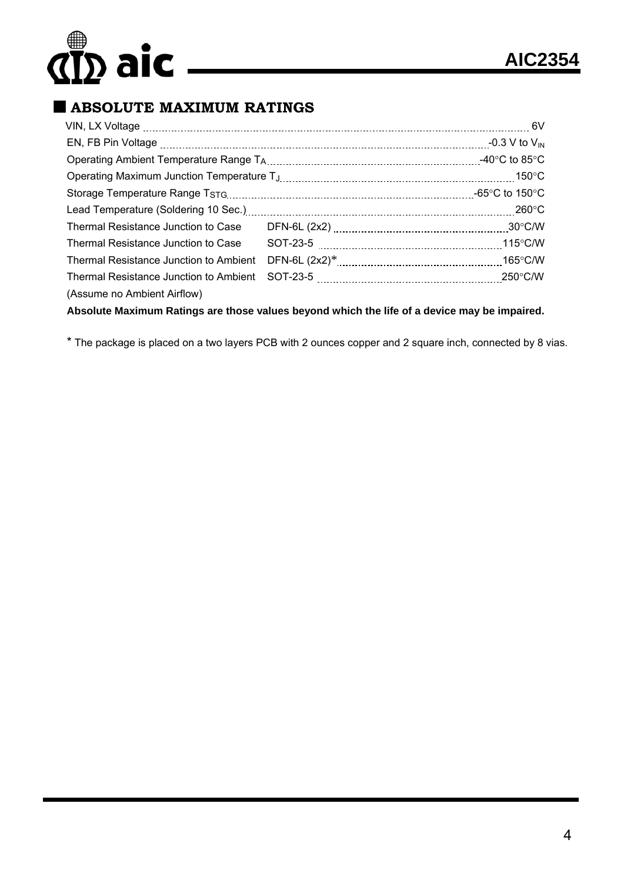## ABSOLUTE MAXIMUM RATINGS

| Parameter | | Rating |
|---|---|---|
| VIN, LX Voltage | | 6V |
| EN, FB Pin Voltage | | -0.3 V to $V_{IN}$ |
| Operating Ambient Temperature Range $T_A$ | | -40°C to 85°C |
| Operating Maximum Junction Temperature $T_J$ | | 150°C |
| Storage Temperature Range $T_{STG}$ | | -65°C to 150°C |
| Lead Temperature (Soldering 10 Sec.) | | 260°C |
| Thermal Resistance Junction to Case | DFN-6L (2x2) | 30°C/W |
| Thermal Resistance Junction to Case | SOT-23-5 | 115°C/W |
| Thermal Resistance Junction to Ambient | DFN-6L (2x2)* | 165°C/W |
| Thermal Resistance Junction to Ambient | SOT-23-5 | 250°C/W |

(Assume no Ambient Airflow)

**Absolute Maximum Ratings are those values beyond which the life of a device may be impaired.**

* The package is placed on a two layers PCB with 2 ounces copper and 2 square inch, connected by 8 vias.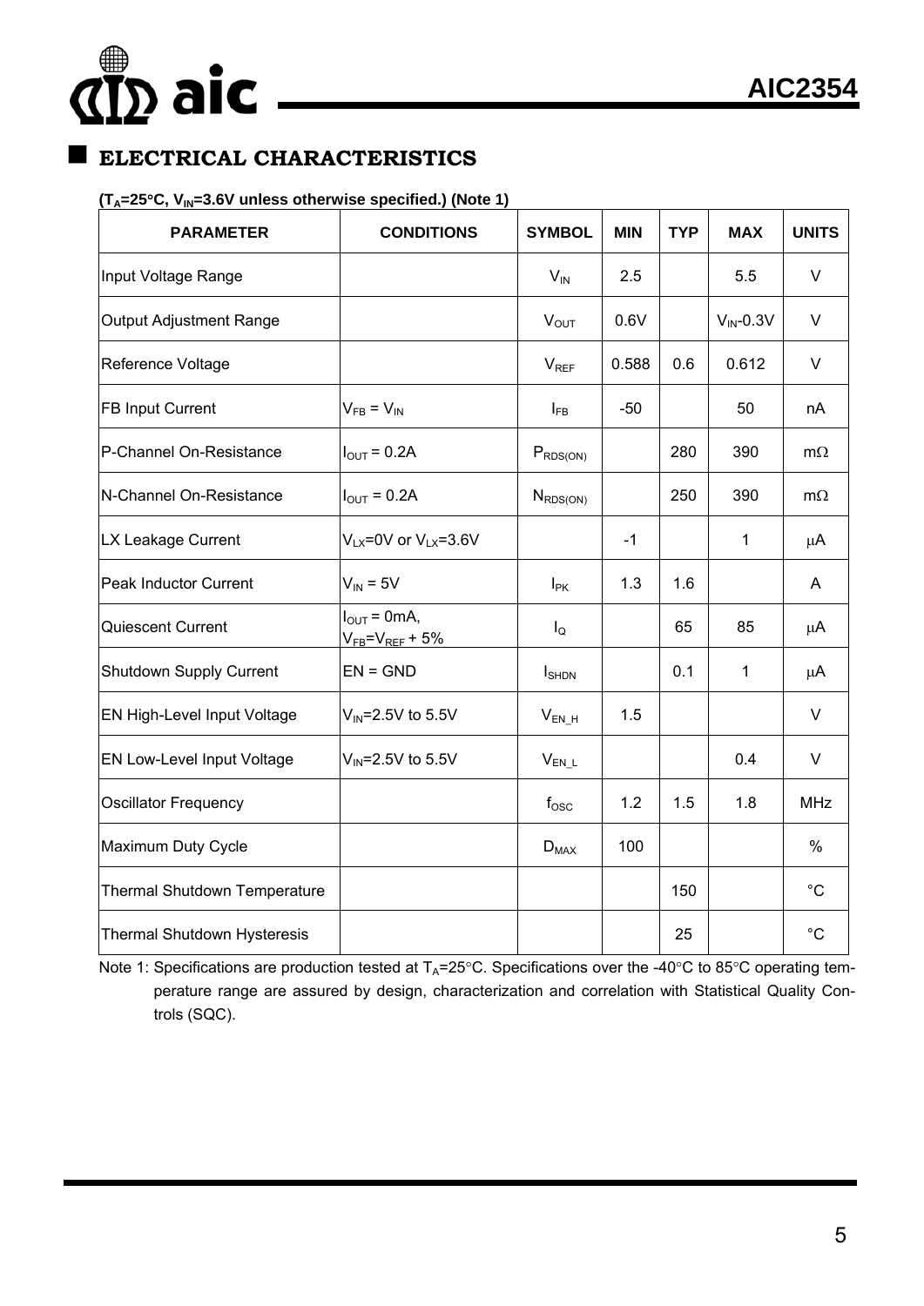## ELECTRICAL CHARACTERISTICS

**($T_A$=25°C, $V_{IN}$=3.6V unless otherwise specified.) (Note 1)**

| PARAMETER | CONDITIONS | SYMBOL | MIN | TYP | MAX | UNITS |
|---|---|---|---|---|---|---|
| Input Voltage Range | | $V_{IN}$ | 2.5 | | 5.5 | V |
| Output Adjustment Range | | $V_{OUT}$ | 0.6V | | $V_{IN}$-0.3V | V |
| Reference Voltage | | $V_{REF}$ | 0.588 | 0.6 | 0.612 | V |
| FB Input Current | $V_{FB}$ = $V_{IN}$ | $I_{FB}$ | -50 | | 50 | nA |
| P-Channel On-Resistance | $I_{OUT}$ = 0.2A | $P_{RDS(ON)}$ | | 280 | 390 | mΩ |
| N-Channel On-Resistance | $I_{OUT}$ = 0.2A | $N_{RDS(ON)}$ | | 250 | 390 | mΩ |
| LX Leakage Current | $V_{LX}$=0V or $V_{LX}$=3.6V | | -1 | | 1 | μA |
| Peak Inductor Current | $V_{IN}$ = 5V | $I_{PK}$ | 1.3 | 1.6 | | A |
| Quiescent Current | $I_{OUT}$ = 0mA, $V_{FB}$=$V_{REF}$ + 5% | $I_Q$ | | 65 | 85 | μA |
| Shutdown Supply Current | EN = GND | $I_{SHDN}$ | | 0.1 | 1 | μA |
| EN High-Level Input Voltage | $V_{IN}$=2.5V to 5.5V | $V_{EN\_H}$ | 1.5 | | | V |
| EN Low-Level Input Voltage | $V_{IN}$=2.5V to 5.5V | $V_{EN\_L}$ | | | 0.4 | V |
| Oscillator Frequency | | $f_{OSC}$ | 1.2 | 1.5 | 1.8 | MHz |
| Maximum Duty Cycle | | $D_{MAX}$ | 100 | | | % |
| Thermal Shutdown Temperature | | | | 150 | | °C |
| Thermal Shutdown Hysteresis | | | | 25 | | °C |

Note 1: Specifications are production tested at $T_A$=25°C. Specifications over the -40°C to 85°C operating temperature range are assured by design, characterization and correlation with Statistical Quality Controls (SQC).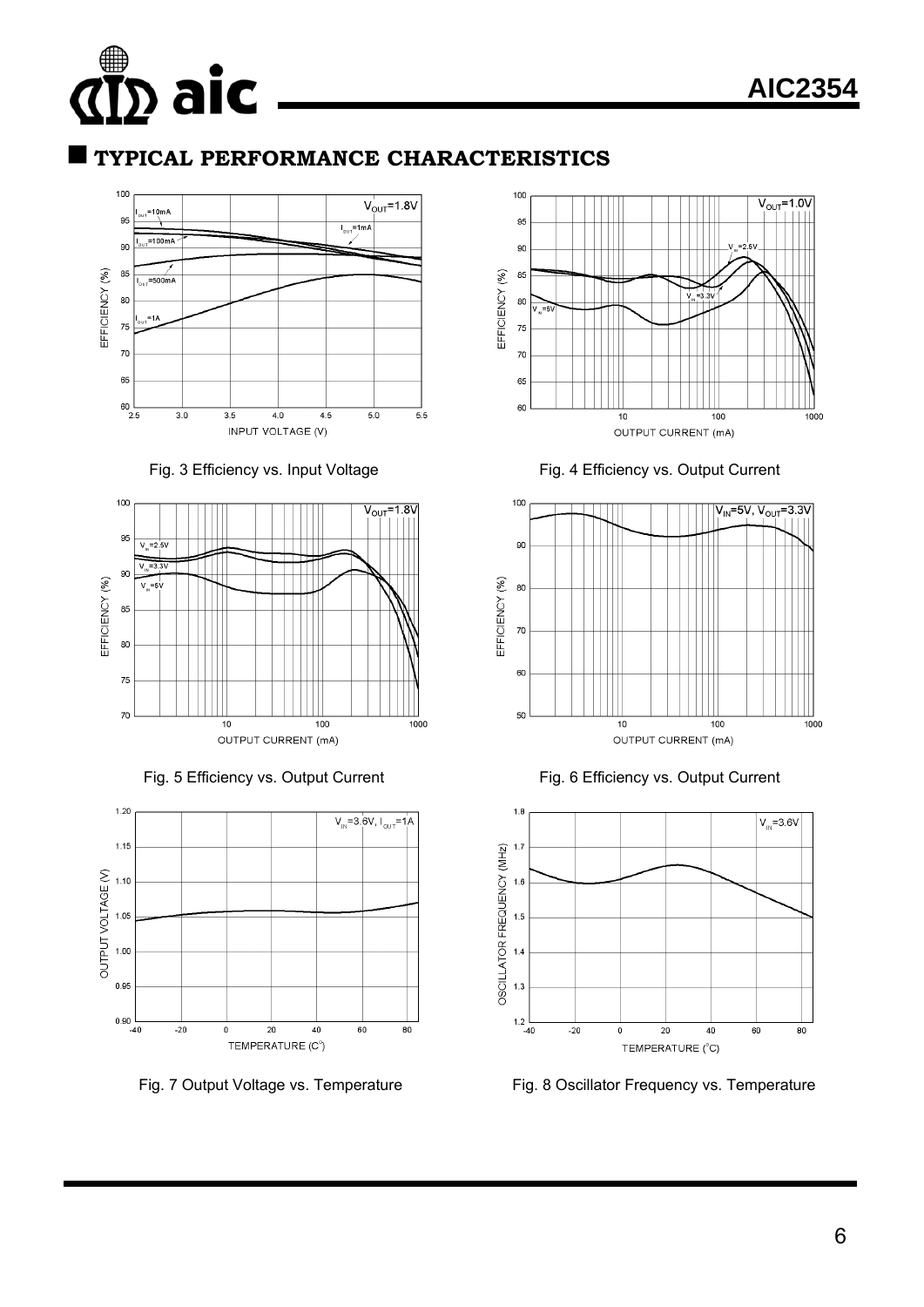## TYPICAL PERFORMANCE CHARACTERISTICS

Fig. 3 Efficiency vs. Input Voltage

Fig. 4 Efficiency vs. Output Current

Fig. 5 Efficiency vs. Output Current

Fig. 6 Efficiency vs. Output Current

Fig. 7 Output Voltage vs. Temperature

Fig. 8 Oscillator Frequency vs. Temperature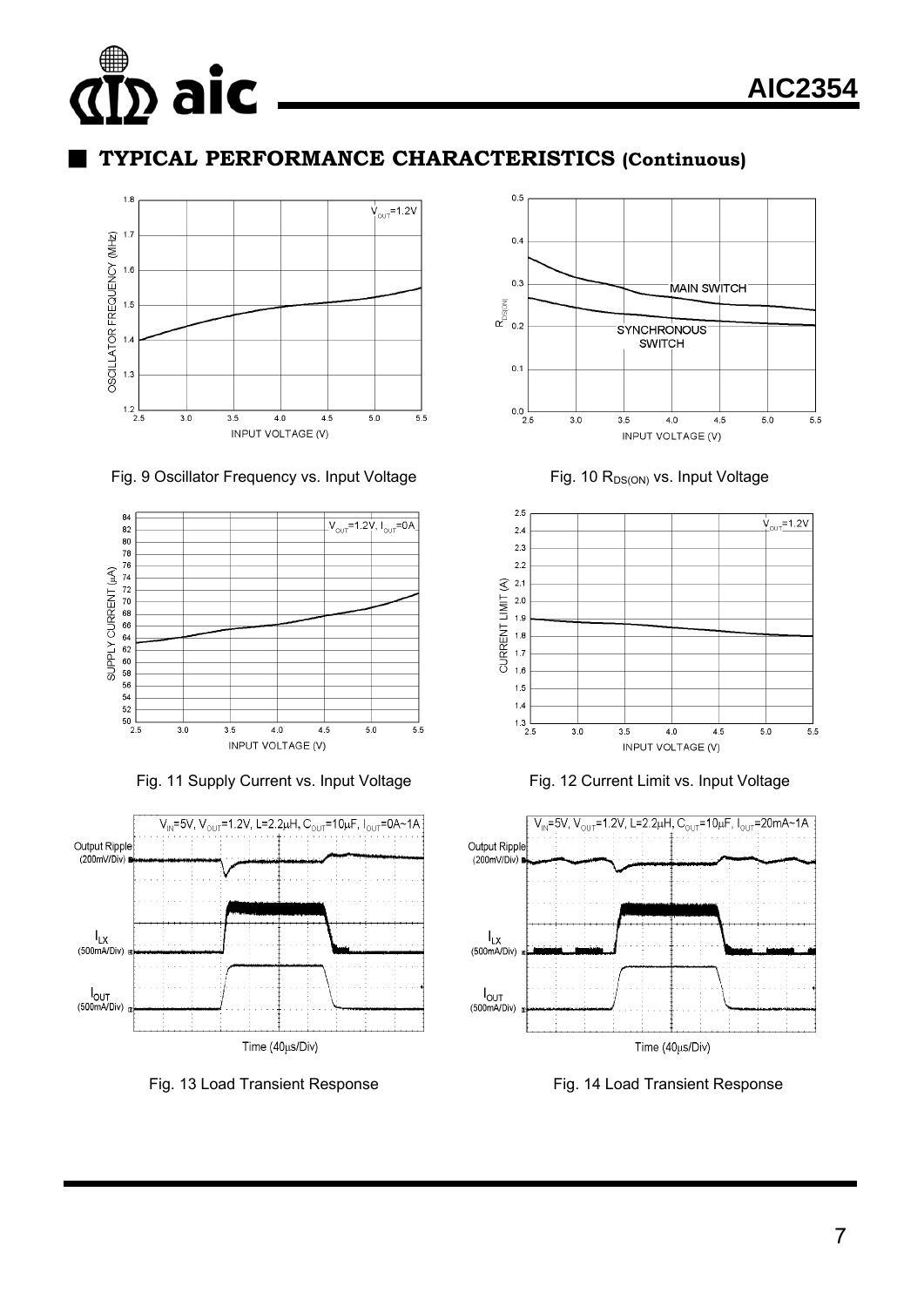## ■ TYPICAL PERFORMANCE CHARACTERISTICS (Continuous)

Fig. 9 Oscillator Frequency vs. Input Voltage

Fig. 10 $R_{DS(ON)}$ vs. Input Voltage

Fig. 11 Supply Current vs. Input Voltage

Fig. 12 Current Limit vs. Input Voltage

Fig. 13 Load Transient Response

Fig. 14 Load Transient Response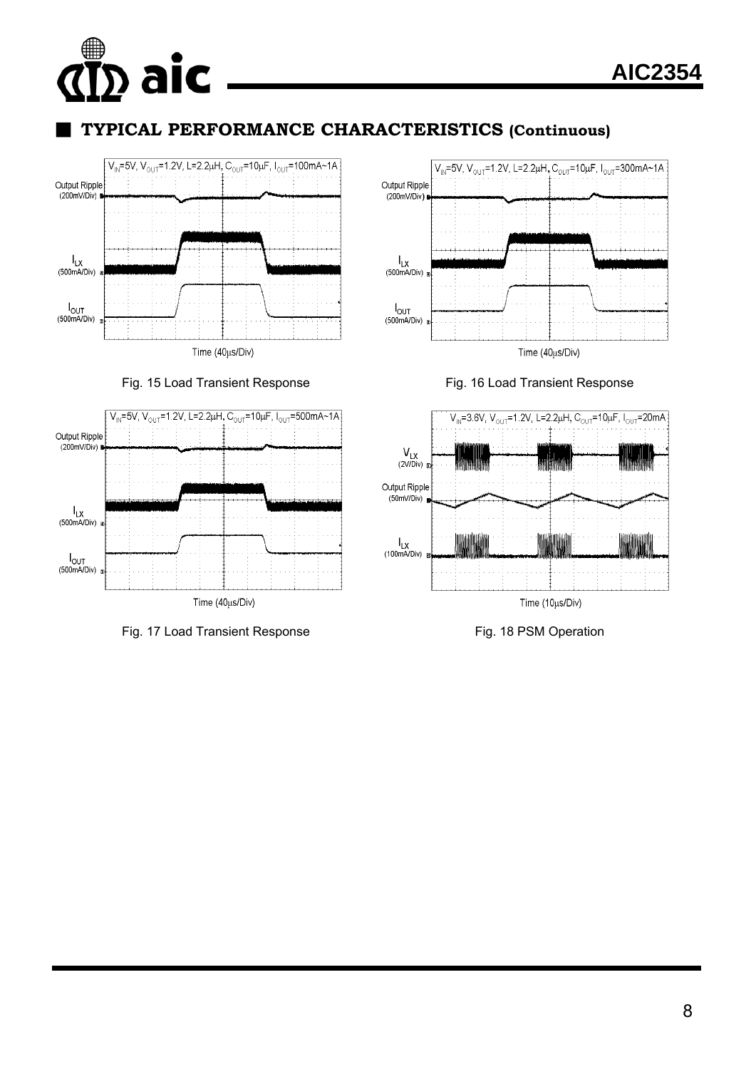## TYPICAL PERFORMANCE CHARACTERISTICS (Continuous)

Fig. 15 Load Transient Response

Fig. 16 Load Transient Response

Fig. 17 Load Transient Response

Fig. 18 PSM Operation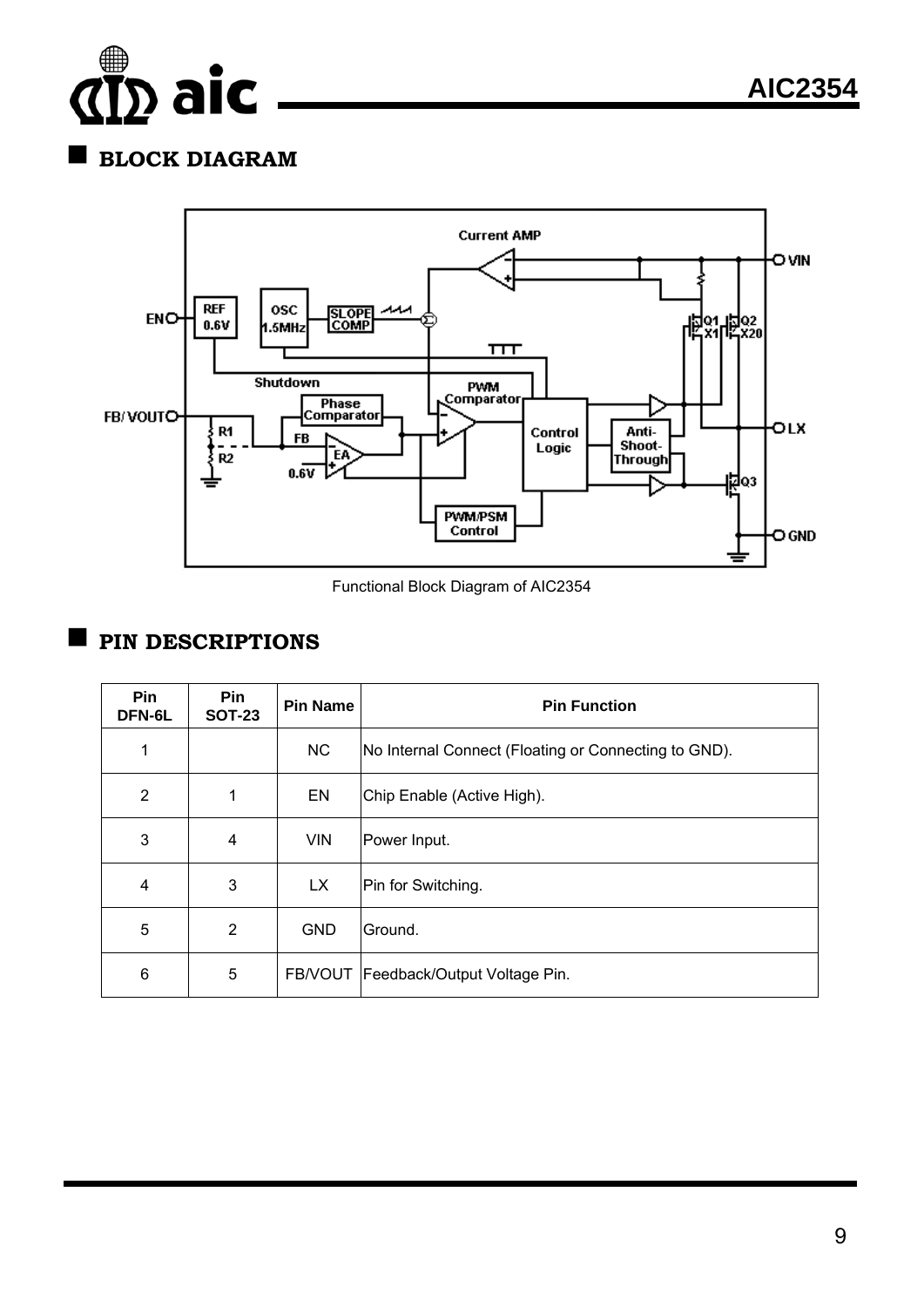## BLOCK DIAGRAM

Functional Block Diagram of AIC2354

## PIN DESCRIPTIONS

| Pin DFN-6L | Pin SOT-23 | Pin Name | Pin Function |
|---|---|---|---|
| 1 | | NC | No Internal Connect (Floating or Connecting to GND). |
| 2 | 1 | EN | Chip Enable (Active High). |
| 3 | 4 | VIN | Power Input. |
| 4 | 3 | LX | Pin for Switching. |
| 5 | 2 | GND | Ground. |
| 6 | 5 | FB/VOUT | Feedback/Output Voltage Pin. |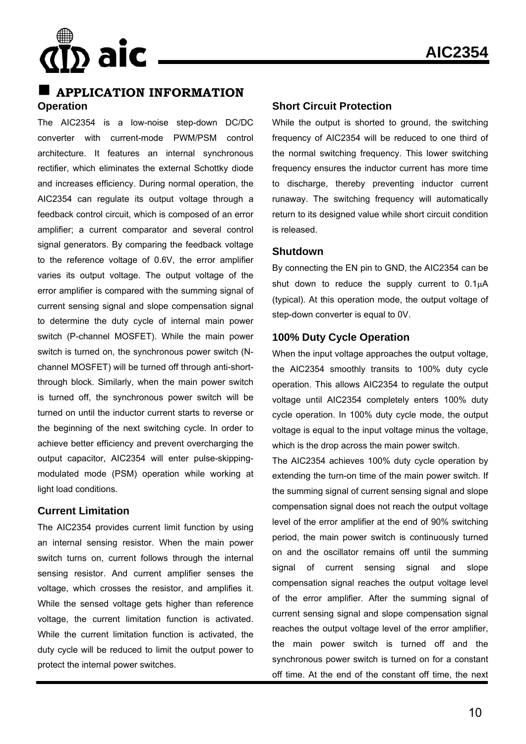## APPLICATION INFORMATION

### Operation

The AIC2354 is a low-noise step-down DC/DC converter with current-mode PWM/PSM control architecture. It features an internal synchronous rectifier, which eliminates the external Schottky diode and increases efficiency. During normal operation, the AIC2354 can regulate its output voltage through a feedback control circuit, which is composed of an error amplifier; a current comparator and several control signal generators. By comparing the feedback voltage to the reference voltage of 0.6V, the error amplifier varies its output voltage. The output voltage of the error amplifier is compared with the summing signal of current sensing signal and slope compensation signal to determine the duty cycle of internal main power switch (P-channel MOSFET). While the main power switch is turned on, the synchronous power switch (N-channel MOSFET) will be turned off through anti-short-through block. Similarly, when the main power switch is turned off, the synchronous power switch will be turned on until the inductor current starts to reverse or the beginning of the next switching cycle. In order to achieve better efficiency and prevent overcharging the output capacitor, AIC2354 will enter pulse-skipping-modulated mode (PSM) operation while working at light load conditions.

### Current Limitation

The AIC2354 provides current limit function by using an internal sensing resistor. When the main power switch turns on, current follows through the internal sensing resistor. And current amplifier senses the voltage, which crosses the resistor, and amplifies it. While the sensed voltage gets higher than reference voltage, the current limitation function is activated. While the current limitation function is activated, the duty cycle will be reduced to limit the output power to protect the internal power switches.

### Short Circuit Protection

While the output is shorted to ground, the switching frequency of AIC2354 will be reduced to one third of the normal switching frequency. This lower switching frequency ensures the inductor current has more time to discharge, thereby preventing inductor current runaway. The switching frequency will automatically return to its designed value while short circuit condition is released.

### Shutdown

By connecting the EN pin to GND, the AIC2354 can be shut down to reduce the supply current to 0.1μA (typical). At this operation mode, the output voltage of step-down converter is equal to 0V.

### 100% Duty Cycle Operation

When the input voltage approaches the output voltage, the AIC2354 smoothly transits to 100% duty cycle operation. This allows AIC2354 to regulate the output voltage until AIC2354 completely enters 100% duty cycle operation. In 100% duty cycle mode, the output voltage is equal to the input voltage minus the voltage, which is the drop across the main power switch.

The AIC2354 achieves 100% duty cycle operation by extending the turn-on time of the main power switch. If the summing signal of current sensing signal and slope compensation signal does not reach the output voltage level of the error amplifier at the end of 90% switching period, the main power switch is continuously turned on and the oscillator remains off until the summing signal of current sensing signal and slope compensation signal reaches the output voltage level of the error amplifier. After the summing signal of current sensing signal and slope compensation signal reaches the output voltage level of the error amplifier, the main power switch is turned off and the synchronous power switch is turned on for a constant off time. At the end of the constant off time, the next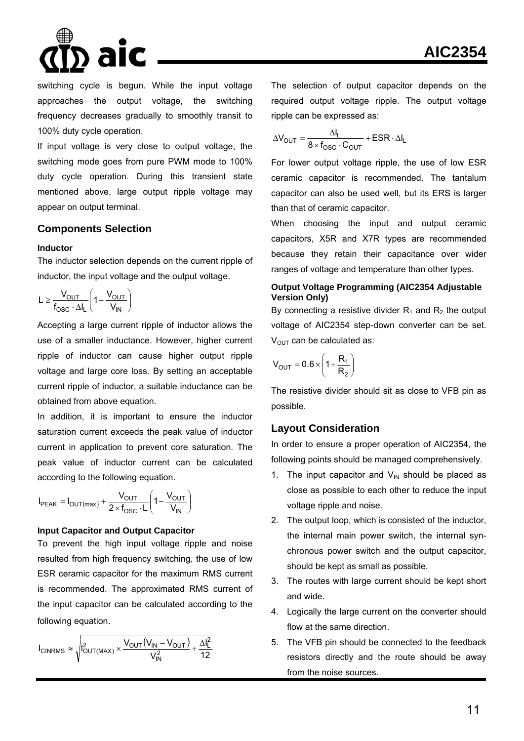switching cycle is begun. While the input voltage approaches the output voltage, the switching frequency decreases gradually to smoothly transit to 100% duty cycle operation.

If input voltage is very close to output voltage, the switching mode goes from pure PWM mode to 100% duty cycle operation. During this transient state mentioned above, large output ripple voltage may appear on output terminal.

## Components Selection

### Inductor

The inductor selection depends on the current ripple of inductor, the input voltage and the output voltage.

$$L \geq \frac{V_{OUT}}{f_{OSC} \cdot \Delta I_L}\left(1 - \frac{V_{OUT}}{V_{IN}}\right)$$

Accepting a large current ripple of inductor allows the use of a smaller inductance. However, higher current ripple of inductor can cause higher output ripple voltage and large core loss. By setting an acceptable current ripple of inductor, a suitable inductance can be obtained from above equation.

In addition, it is important to ensure the inductor saturation current exceeds the peak value of inductor current in application to prevent core saturation. The peak value of inductor current can be calculated according to the following equation.

$$I_{PEAK} = I_{OUT(max)} + \frac{V_{OUT}}{2 \times f_{OSC} \cdot L}\left(1 - \frac{V_{OUT}}{V_{IN}}\right)$$

### Input Capacitor and Output Capacitor

To prevent the high input voltage ripple and noise resulted from high frequency switching, the use of low ESR ceramic capacitor for the maximum RMS current is recommended. The approximated RMS current of the input capacitor can be calculated according to the following equation.

$$I_{CINRMS} \approx \sqrt{I_{OUT(MAX)}^2 \times \frac{V_{OUT}\left(V_{IN} - V_{OUT}\right)}{V_{IN}^2} + \frac{\Delta I_L^2}{12}}$$

The selection of output capacitor depends on the required output voltage ripple. The output voltage ripple can be expressed as:

$$\Delta V_{OUT} = \frac{\Delta I_L}{8 \times f_{OSC} \cdot C_{OUT}} + ESR \cdot \Delta I_L$$

For lower output voltage ripple, the use of low ESR ceramic capacitor is recommended. The tantalum capacitor can also be used well, but its ERS is larger than that of ceramic capacitor.

When choosing the input and output ceramic capacitors, X5R and X7R types are recommended because they retain their capacitance over wider ranges of voltage and temperature than other types.

### Output Voltage Programming (AIC2354 Adjustable Version Only)

By connecting a resistive divider $R_1$ and $R_2$, the output voltage of AIC2354 step-down converter can be set. $V_{OUT}$ can be calculated as:

$$V_{OUT} = 0.6 \times \left(1 + \frac{R_1}{R_2}\right)$$

The resistive divider should sit as close to VFB pin as possible.

## Layout Consideration

In order to ensure a proper operation of AIC2354, the following points should be managed comprehensively.

1. The input capacitor and $V_{IN}$ should be placed as close as possible to each other to reduce the input voltage ripple and noise.
2. The output loop, which is consisted of the inductor, the internal main power switch, the internal synchronous power switch and the output capacitor, should be kept as small as possible.
3. The routes with large current should be kept short and wide.
4. Logically the large current on the converter should flow at the same direction.
5. The VFB pin should be connected to the feedback resistors directly and the route should be away from the noise sources.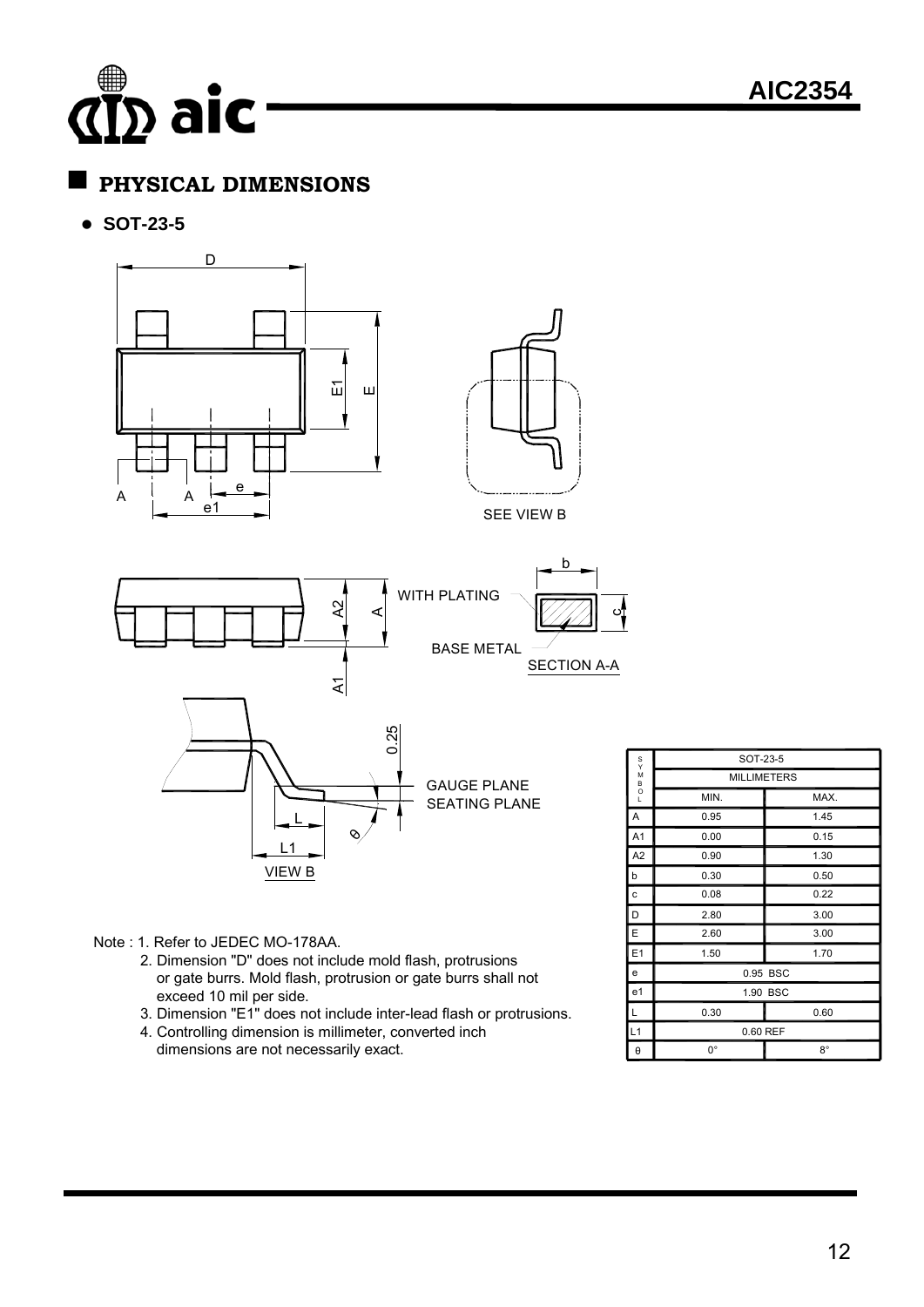## PHYSICAL DIMENSIONS

- **SOT-23-5**

| SYMBOL | SOT-23-5 | |
|---|---|---|
| | MILLIMETERS | |
| | MIN. | MAX. |
| A | 0.95 | 1.45 |
| A1 | 0.00 | 0.15 |
| A2 | 0.90 | 1.30 |
| b | 0.30 | 0.50 |
| c | 0.08 | 0.22 |
| D | 2.80 | 3.00 |
| E | 2.60 | 3.00 |
| E1 | 1.50 | 1.70 |
| e | 0.95 BSC | |
| e1 | 1.90 BSC | |
| L | 0.30 | 0.60 |
| L1 | 0.60 REF | |
| θ | 0° | 8° |

Note : 1. Refer to JEDEC MO-178AA.

2. Dimension "D" does not include mold flash, protrusions or gate burrs. Mold flash, protrusion or gate burrs shall not exceed 10 mil per side.
3. Dimension "E1" does not include inter-lead flash or protrusions.
4. Controlling dimension is millimeter, converted inch dimensions are not necessarily exact.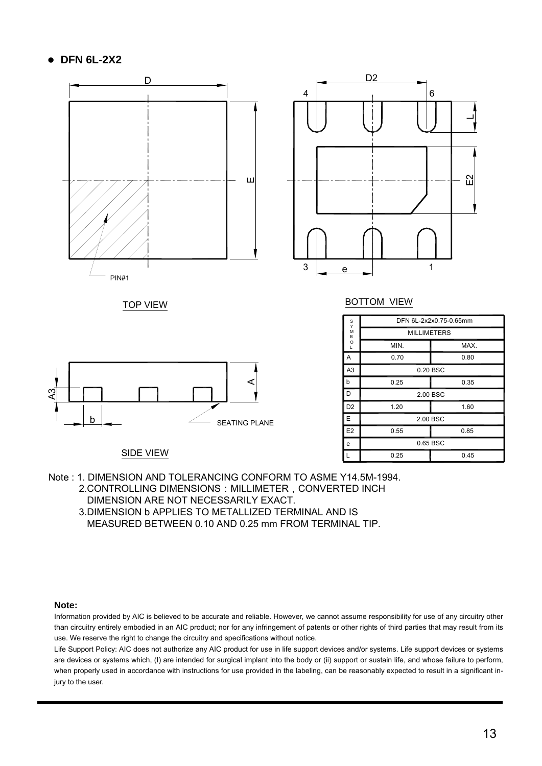- **DFN 6L-2X2**

D

D2

4

6

L

E

E2

PIN#1

3

e

1

TOP VIEW

BOTTOM VIEW

A3

A

b

SEATING PLANE

SIDE VIEW

| SYMBOL | DFN 6L-2x2x0.75-0.65mm | |
|---|---|---|
| | MILLIMETERS | |
| | MIN. | MAX. |
| A | 0.70 | 0.80 |
| A3 | 0.20 BSC | |
| b | 0.25 | 0.35 |
| D | 2.00 BSC | |
| D2 | 1.20 | 1.60 |
| E | 2.00 BSC | |
| E2 | 0.55 | 0.85 |
| e | 0.65 BSC | |
| L | 0.25 | 0.45 |

Note : 1. DIMENSION AND TOLERANCING CONFORM TO ASME Y14.5M-1994.
2.CONTROLLING DIMENSIONS : MILLIMETER , CONVERTED INCH DIMENSION ARE NOT NECESSARILY EXACT.
3.DIMENSION b APPLIES TO METALLIZED TERMINAL AND IS MEASURED BETWEEN 0.10 AND 0.25 mm FROM TERMINAL TIP.

**Note:**

Information provided by AIC is believed to be accurate and reliable. However, we cannot assume responsibility for use of any circuitry other than circuitry entirely embodied in an AIC product; nor for any infringement of patents or other rights of third parties that may result from its use. We reserve the right to change the circuitry and specifications without notice.

Life Support Policy: AIC does not authorize any AIC product for use in life support devices and/or systems. Life support devices or systems are devices or systems which, (I) are intended for surgical implant into the body or (ii) support or sustain life, and whose failure to perform, when properly used in accordance with instructions for use provided in the labeling, can be reasonably expected to result in a significant injury to the user.